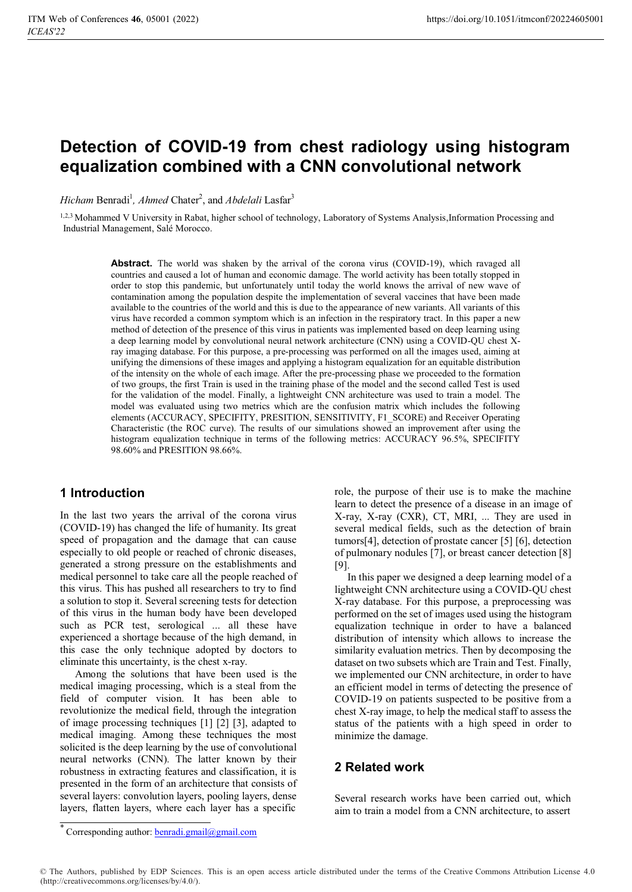# Detection of COVID-19 from chest radiology using histogram equalization combined with a CNN convolutional network

*Hicham* Benradi[1], *Ahmed* Chater[2], and *Abdelali* Lasfar[3]

[1,2,3] Mohammed V University in Rabat, higher school of technology, Laboratory of Systems Analysis,Information Processing and Industrial Management, Salé Morocco.

**Abstract.** The world was shaken by the arrival of the corona virus (COVID-19), which ravaged all countries and caused a lot of human and economic damage. The world activity has been totally stopped in order to stop this pandemic, but unfortunately until today the world knows the arrival of new wave of contamination among the population despite the implementation of several vaccines that have been made available to the countries of the world and this is due to the appearance of new variants. All variants of this virus have recorded a common symptom which is an infection in the respiratory tract. In this paper a new method of detection of the presence of this virus in patients was implemented based on deep learning using a deep learning model by convolutional neural network architecture (CNN) using a COVID-QU chest X-ray imaging database. For this purpose, a pre-processing was performed on all the images used, aiming at unifying the dimensions of these images and applying a histogram equalization for an equitable distribution of the intensity on the whole of each image. After the pre-processing phase we proceeded to the formation of two groups, the first Train is used in the training phase of the model and the second called Test is used for the validation of the model. Finally, a lightweight CNN architecture was used to train a model. The model was evaluated using two metrics which are the confusion matrix which includes the following elements (ACCURACY, SPECIFITY, PRESITION, SENSITIVITY, F1_SCORE) and Receiver Operating Characteristic (the ROC curve). The results of our simulations showed an improvement after using the histogram equalization technique in terms of the following metrics: ACCURACY 96.5%, SPECIFITY 98.60% and PRESITION 98.66%.

## 1 Introduction

In the last two years the arrival of the corona virus (COVID-19) has changed the life of humanity. Its great speed of propagation and the damage that can cause especially to old people or reached of chronic diseases, generated a strong pressure on the establishments and medical personnel to take care all the people reached of this virus. This has pushed all researchers to try to find a solution to stop it. Several screening tests for detection of this virus in the human body have been developed such as PCR test, serological ... all these have experienced a shortage because of the high demand, in this case the only technique adopted by doctors to eliminate this uncertainty, is the chest x-ray.

Among the solutions that have been used is the medical imaging processing, which is a steal from the field of computer vision. It has been able to revolutionize the medical field, through the integration of image processing techniques [1] [2] [3], adapted to medical imaging. Among these techniques the most solicited is the deep learning by the use of convolutional neural networks (CNN). The latter known by their robustness in extracting features and classification, it is presented in the form of an architecture that consists of several layers: convolution layers, pooling layers, dense layers, flatten layers, where each layer has a specific role, the purpose of their use is to make the machine learn to detect the presence of a disease in an image of X-ray, X-ray (CXR), CT, MRI, ... They are used in several medical fields, such as the detection of brain tumors[4], detection of prostate cancer [5] [6], detection of pulmonary nodules [7], or breast cancer detection [8] [9].

In this paper we designed a deep learning model of a lightweight CNN architecture using a COVID-QU chest X-ray database. For this purpose, a preprocessing was performed on the set of images used using the histogram equalization technique in order to have a balanced distribution of intensity which allows to increase the similarity evaluation metrics. Then by decomposing the dataset on two subsets which are Train and Test. Finally, we implemented our CNN architecture, in order to have an efficient model in terms of detecting the presence of COVID-19 on patients suspected to be positive from a chest X-ray image, to help the medical staff to assess the status of the patients with a high speed in order to minimize the damage.

## 2 Related work

Several research works have been carried out, which aim to train a model from a CNN architecture, to assert

* Corresponding author: benradi.gmail@gmail.com

© The Authors, published by EDP Sciences. This is an open access article distributed under the terms of the Creative Commons Attribution License 4.0 (http://creativecommons.org/licenses/by/4.0/).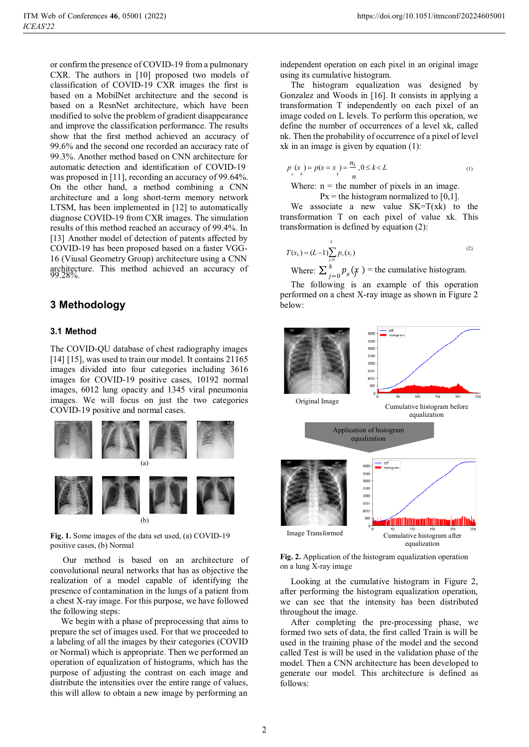or confirm the presence of COVID-19 from a pulmonary CXR. The authors in [10] proposed two models of classification of COVID-19 CXR images the first is based on a MobilNet architecture and the second is based on a ResnNet architecture, which have been modified to solve the problem of gradient disappearance and improve the classification performance. The results show that the first method achieved an accuracy of 99.6% and the second one recorded an accuracy rate of 99.3%. Another method based on CNN architecture for automatic detection and identification of COVID-19 was proposed in [11], recording an accuracy of 99.64%. On the other hand, a method combining a CNN architecture and a long short-term memory network LTSM, has been implemented in [12] to automatically diagnose COVID-19 from CXR images. The simulation results of this method reached an accuracy of 99.4%. In [13] Another model of detection of patents affected by COVID-19 has been proposed based on a faster VGG-16 (Viusal Geometry Group) architecture using a CNN architecture. This method achieved an accuracy of 99.28%.

## 3 Methodology

### 3.1 Method

The COVID-QU database of chest radiography images [14] [15], was used to train our model. It contains 21165 images divided into four categories including 3616 images for COVID-19 positive cases, 10192 normal images, 6012 lung opacity and 1345 viral pneumonia images. We will focus on just the two categories COVID-19 positive and normal cases.

**Fig. 1.** Some images of the data set used, (a) COVID-19 positive cases, (b) Normal

Our method is based on an architecture of convolutional neural networks that has as objective the realization of a model capable of identifying the presence of contamination in the lungs of a patient from a chest X-ray image. For this purpose, we have followed the following steps:

We begin with a phase of preprocessing that aims to prepare the set of images used. For that we proceeded to a labeling of all the images by their categories (COVID or Normal) which is appropriate. Then we performed an operation of equalization of histograms, which has the purpose of adjusting the contrast on each image and distribute the intensities over the entire range of values, this will allow to obtain a new image by performing an independent operation on each pixel in an original image using its cumulative histogram.

The histogram equalization was designed by Gonzalez and Woods in [16]. It consists in applying a transformation T independently on each pixel of an image coded on L levels. To perform this operation, we define the number of occurrences of a level xk, called nk. Then the probability of occurrence of a pixel of level xk in an image is given by equation (1):

$$p_x(x_k) = p(x = x_k) = \frac{n_k}{n}, 0 \le k < L \tag{1}$$

Where: n = the number of pixels in an image.
Px = the histogram normalized to [0,1].

We associate a new value SK=T(xk) to the transformation T on each pixel of value xk. This transformation is defined by equation (2):

$$T(x_k) = (L-1)\sum_{j=0}^{k} p_x(x_j) \tag{2}$$

Where: $\sum_{j=0}^{k} p_x(x_j)$ = the cumulative histogram.

The following is an example of this operation performed on a chest X-ray image as shown in Figure 2 below:

**Fig. 2.** Application of the histogram equalization operation on a lung X-ray image

Looking at the cumulative histogram in Figure 2, after performing the histogram equalization operation, we can see that the intensity has been distributed throughout the image.

After completing the pre-processing phase, we formed two sets of data, the first called Train is will be used in the training phase of the model and the second called Test is will be used in the validation phase of the model. Then a CNN architecture has been developed to generate our model. This architecture is defined as follows: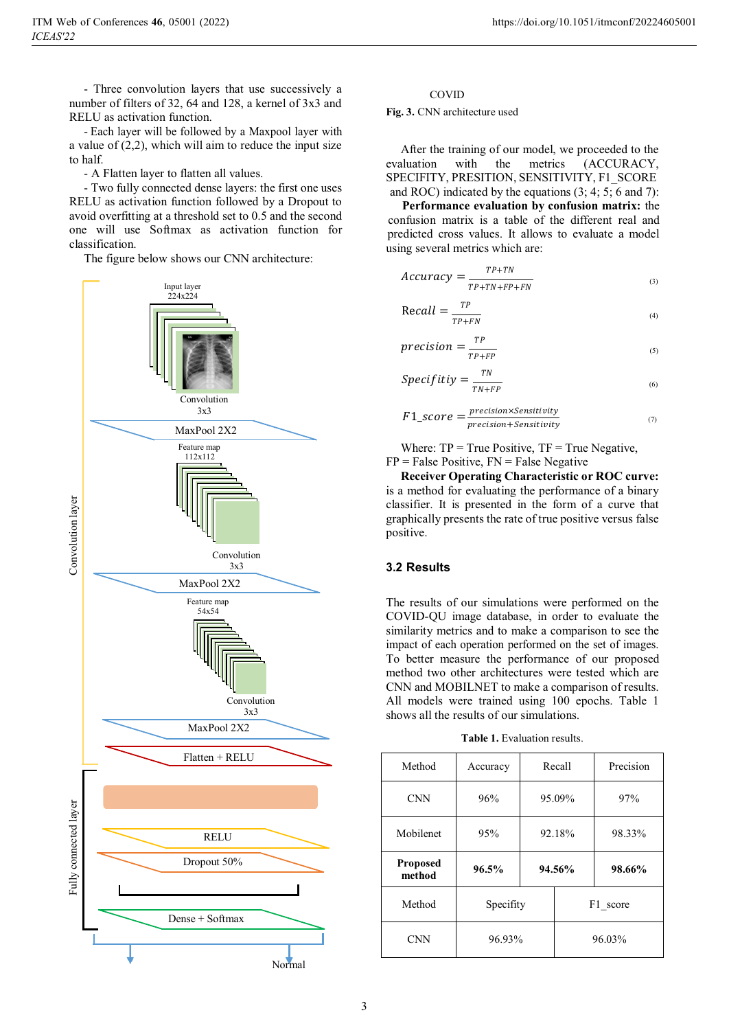- Three convolution layers that use successively a number of filters of 32, 64 and 128, a kernel of 3x3 and RELU as activation function.

- Each layer will be followed by a Maxpool layer with a value of (2,2), which will aim to reduce the input size to half.

- A Flatten layer to flatten all values.

- Two fully connected dense layers: the first one uses RELU as activation function followed by a Dropout to avoid overfitting at a threshold set to 0.5 and the second one will use Softmax as activation function for classification.

The figure below shows our CNN architecture:

Input layer 224x224

Convolution 3x3

MaxPool 2X2

Feature map 112x112

Convolution 3x3

MaxPool 2X2

Feature map 54x54

Convolution 3x3

MaxPool 2X2

Flatten + RELU

RELU

Dropout 50%

Dense + Softmax

Convolution layer

Fully connected layer

COVID

Normal

**Fig. 3.** CNN architecture used

After the training of our model, we proceeded to the evaluation with the metrics (ACCURACY, SPECIFITY, PRESITION, SENSITIVITY, F1_SCORE and ROC) indicated by the equations (3; 4; 5; 6 and 7):

**Performance evaluation by confusion matrix:** the confusion matrix is a table of the different real and predicted cross values. It allows to evaluate a model using several metrics which are:

$$Accuracy = \frac{TP+TN}{TP+TN+FP+FN} \tag{3}$$

$$\text{Recall} = \frac{TP}{TP+FN} \tag{4}$$

$$precision = \frac{TP}{TP+FP} \tag{5}$$

$$Specifity = \frac{TN}{TN+FP} \tag{6}$$

$$F1\_score = \frac{precision \times Sensitivity}{precision + Sensitivity} \tag{7}$$

Where: TP = True Positive, TF = True Negative, FP = False Positive, FN = False Negative

**Receiver Operating Characteristic or ROC curve:** is a method for evaluating the performance of a binary classifier. It is presented in the form of a curve that graphically presents the rate of true positive versus false positive.

## 3.2 Results

The results of our simulations were performed on the COVID-QU image database, in order to evaluate the similarity metrics and to make a comparison to see the impact of each operation performed on the set of images. To better measure the performance of our proposed method two other architectures were tested which are CNN and MOBILNET to make a comparison of results. All models were trained using 100 epochs. Table 1 shows all the results of our simulations.

**Table 1.** Evaluation results.

| Method | Accuracy | Recall | Precision |
| --- | --- | --- | --- |
| CNN | 96% | 95.09% | 97% |
| Mobilenet | 95% | 92.18% | 98.33% |
| **Proposed method** | **96.5%** | **94.56%** | **98.66%** |
| Method | Specifity | F1_score | |
| CNN | 96.93% | 96.03% | |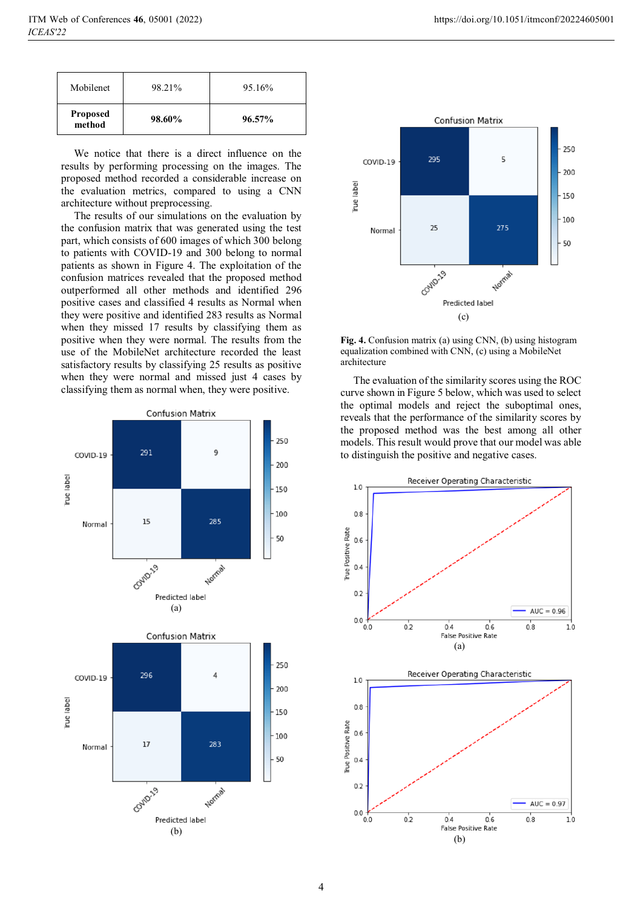| Mobilenet | 98.21% | 95.16% |
|---|---|---|
| **Proposed method** | **98.60%** | **96.57%** |

We notice that there is a direct influence on the results by performing processing on the images. The proposed method recorded a considerable increase on the evaluation metrics, compared to using a CNN architecture without preprocessing.

The results of our simulations on the evaluation by the confusion matrix that was generated using the test part, which consists of 600 images of which 300 belong to patients with COVID-19 and 300 belong to normal patients as shown in Figure 4. The exploitation of the confusion matrices revealed that the proposed method outperformed all other methods and identified 296 positive cases and classified 4 results as Normal when they were positive and identified 283 results as Normal when they missed 17 results by classifying them as positive when they were normal. The results from the use of the MobileNet architecture recorded the least satisfactory results by classifying 25 results as positive when they were normal and missed just 4 cases by classifying them as normal when, they were positive.

(a)

(b)

(c)

**Fig. 4.** Confusion matrix (a) using CNN, (b) using histogram equalization combined with CNN, (c) using a MobileNet architecture

The evaluation of the similarity scores using the ROC curve shown in Figure 5 below, which was used to select the optimal models and reject the suboptimal ones, reveals that the performance of the similarity scores by the proposed method was the best among all other models. This result would prove that our model was able to distinguish the positive and negative cases.

(a)

(b)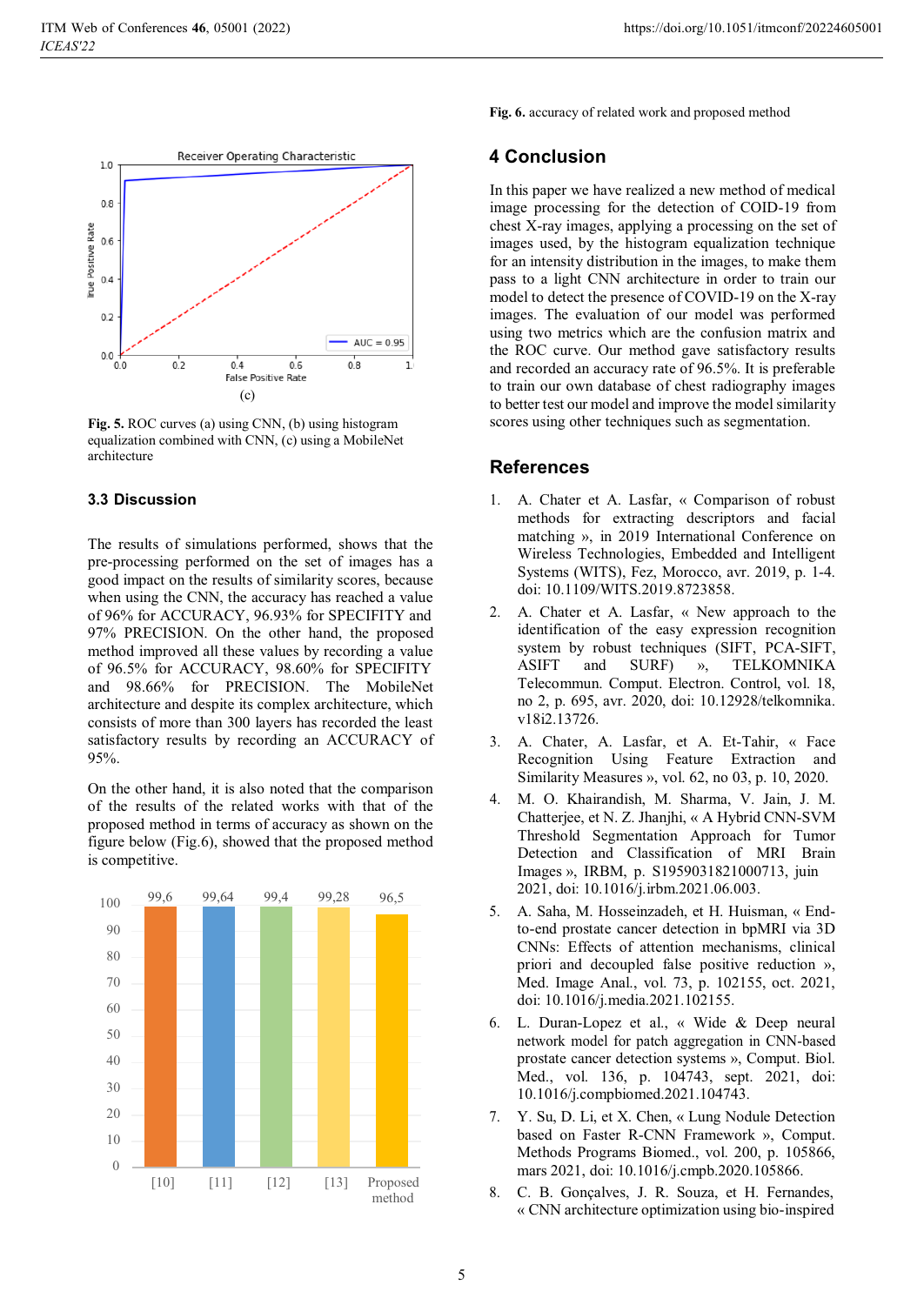Fig. 5. ROC curves (a) using CNN, (b) using histogram equalization combined with CNN, (c) using a MobileNet architecture

### 3.3 Discussion

The results of simulations performed, shows that the pre-processing performed on the set of images has a good impact on the results of similarity scores, because when using the CNN, the accuracy has reached a value of 96% for ACCURACY, 96.93% for SPECIFITY and 97% PRECISION. On the other hand, the proposed method improved all these values by recording a value of 96.5% for ACCURACY, 98.60% for SPECIFITY and 98.66% for PRECISION. The MobileNet architecture and despite its complex architecture, which consists of more than 300 layers has recorded the least satisfactory results by recording an ACCURACY of 95%.

On the other hand, it is also noted that the comparison of the results of the related works with that of the proposed method in terms of accuracy as shown on the figure below (Fig.6), showed that the proposed method is competitive.

Fig. 6. accuracy of related work and proposed method

## 4 Conclusion

In this paper we have realized a new method of medical image processing for the detection of COID-19 from chest X-ray images, applying a processing on the set of images used, by the histogram equalization technique for an intensity distribution in the images, to make them pass to a light CNN architecture in order to train our model to detect the presence of COVID-19 on the X-ray images. The evaluation of our model was performed using two metrics which are the confusion matrix and the ROC curve. Our method gave satisfactory results and recorded an accuracy rate of 96.5%. It is preferable to train our own database of chest radiography images to better test our model and improve the model similarity scores using other techniques such as segmentation.

## References

1. A. Chater et A. Lasfar, « Comparison of robust methods for extracting descriptors and facial matching », in 2019 International Conference on Wireless Technologies, Embedded and Intelligent Systems (WITS), Fez, Morocco, avr. 2019, p. 1-4. doi: 10.1109/WITS.2019.8723858.
2. A. Chater et A. Lasfar, « New approach to the identification of the easy expression recognition system by robust techniques (SIFT, PCA-SIFT, ASIFT and SURF) », TELKOMNIKA Telecommun. Comput. Electron. Control, vol. 18, no 2, p. 695, avr. 2020, doi: 10.12928/telkomnika.v18i2.13726.
3. A. Chater, A. Lasfar, et A. Et-Tahir, « Face Recognition Using Feature Extraction and Similarity Measures », vol. 62, no 03, p. 10, 2020.
4. M. O. Khairandish, M. Sharma, V. Jain, J. M. Chatterjee, et N. Z. Jhanjhi, « A Hybrid CNN-SVM Threshold Segmentation Approach for Tumor Detection and Classification of MRI Brain Images », IRBM, p. S1959031821000713, juin 2021, doi: 10.1016/j.irbm.2021.06.003.
5. A. Saha, M. Hosseinzadeh, et H. Huisman, « End-to-end prostate cancer detection in bpMRI via 3D CNNs: Effects of attention mechanisms, clinical priori and decoupled false positive reduction », Med. Image Anal., vol. 73, p. 102155, oct. 2021, doi: 10.1016/j.media.2021.102155.
6. L. Duran-Lopez et al., « Wide & Deep neural network model for patch aggregation in CNN-based prostate cancer detection systems », Comput. Biol. Med., vol. 136, p. 104743, sept. 2021, doi: 10.1016/j.compbiomed.2021.104743.
7. Y. Su, D. Li, et X. Chen, « Lung Nodule Detection based on Faster R-CNN Framework », Comput. Methods Programs Biomed., vol. 200, p. 105866, mars 2021, doi: 10.1016/j.cmpb.2020.105866.
8. C. B. Gonçalves, J. R. Souza, et H. Fernandes, « CNN architecture optimization using bio-inspired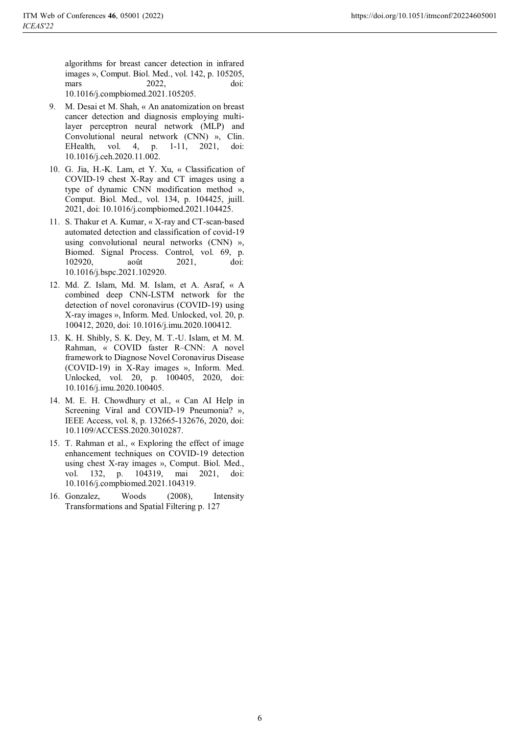algorithms for breast cancer detection in infrared images », Comput. Biol. Med., vol. 142, p. 105205, mars 2022, doi: 10.1016/j.compbiomed.2021.105205.

9. M. Desai et M. Shah, « An anatomization on breast cancer detection and diagnosis employing multi-layer perceptron neural network (MLP) and Convolutional neural network (CNN) », Clin. EHealth, vol. 4, p. 1-11, 2021, doi: 10.1016/j.ceh.2020.11.002.
10. G. Jia, H.-K. Lam, et Y. Xu, « Classification of COVID-19 chest X-Ray and CT images using a type of dynamic CNN modification method », Comput. Biol. Med., vol. 134, p. 104425, juill. 2021, doi: 10.1016/j.compbiomed.2021.104425.
11. S. Thakur et A. Kumar, « X-ray and CT-scan-based automated detection and classification of covid-19 using convolutional neural networks (CNN) », Biomed. Signal Process. Control, vol. 69, p. 102920, août 2021, doi: 10.1016/j.bspc.2021.102920.
12. Md. Z. Islam, Md. M. Islam, et A. Asraf, « A combined deep CNN-LSTM network for the detection of novel coronavirus (COVID-19) using X-ray images », Inform. Med. Unlocked, vol. 20, p. 100412, 2020, doi: 10.1016/j.imu.2020.100412.
13. K. H. Shibly, S. K. Dey, M. T.-U. Islam, et M. M. Rahman, « COVID faster R–CNN: A novel framework to Diagnose Novel Coronavirus Disease (COVID-19) in X-Ray images », Inform. Med. Unlocked, vol. 20, p. 100405, 2020, doi: 10.1016/j.imu.2020.100405.
14. M. E. H. Chowdhury et al., « Can AI Help in Screening Viral and COVID-19 Pneumonia? », IEEE Access, vol. 8, p. 132665-132676, 2020, doi: 10.1109/ACCESS.2020.3010287.
15. T. Rahman et al., « Exploring the effect of image enhancement techniques on COVID-19 detection using chest X-ray images », Comput. Biol. Med., vol. 132, p. 104319, mai 2021, doi: 10.1016/j.compbiomed.2021.104319.
16. Gonzalez, Woods (2008), Intensity Transformations and Spatial Filtering p. 127